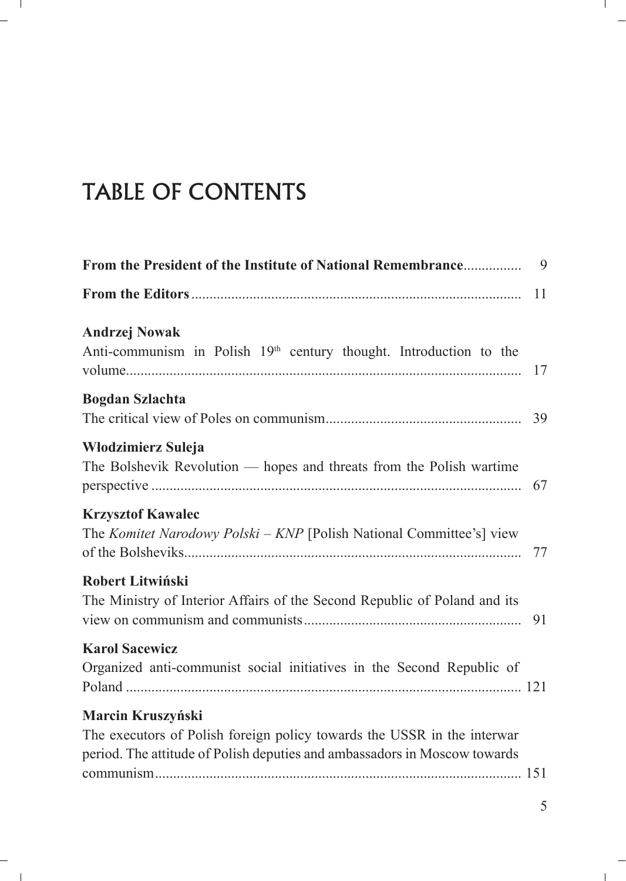# TABLE OF CONTENTS

**From the President of the Institute of National Remembrance** ............... 9

**From the Editors** ............... 11

**Andrzej Nowak**
Anti-communism in Polish 19th century thought. Introduction to the volume............... 17

**Bogdan Szlachta**
The critical view of Poles on communism............... 39

**Włodzimierz Suleja**
The Bolshevik Revolution — hopes and threats from the Polish wartime perspective ............... 67

**Krzysztof Kawalec**
The *Komitet Narodowy Polski – KNP* [Polish National Committee's] view of the Bolsheviks............... 77

**Robert Litwiński**
The Ministry of Interior Affairs of the Second Republic of Poland and its view on communism and communists............... 91

**Karol Sacewicz**
Organized anti-communist social initiatives in the Second Republic of Poland ............... 121

**Marcin Kruszyński**
The executors of Polish foreign policy towards the USSR in the interwar period. The attitude of Polish deputies and ambassadors in Moscow towards communism............... 151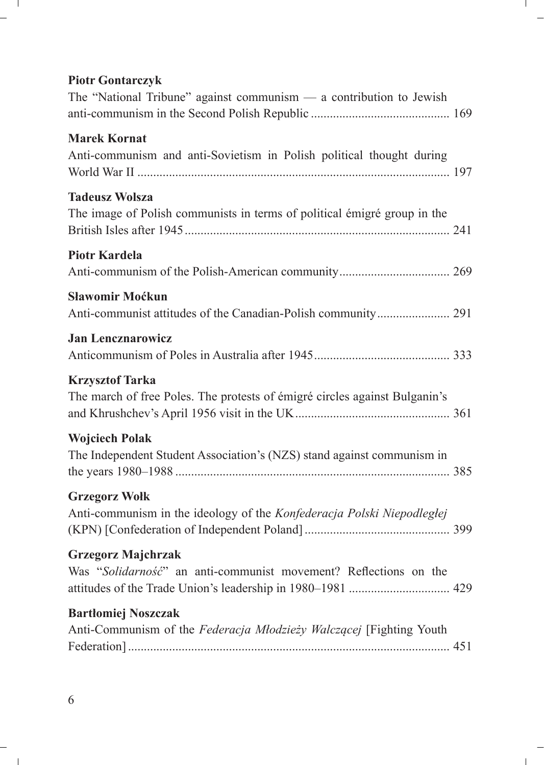**Piotr Gontarczyk**
The "National Tribune" against communism — a contribution to Jewish anti-communism in the Second Polish Republic ........................................... 169

**Marek Kornat**
Anti-communism and anti-Sovietism in Polish political thought during World War II ................................................................................................. 197

**Tadeusz Wolsza**
The image of Polish communists in terms of political émigré group in the British Isles after 1945 ................................................................................... 241

**Piotr Kardela**
Anti-communism of the Polish-American community .................................. 269

**Sławomir Moćkun**
Anti-communist attitudes of the Canadian-Polish community ...................... 291

**Jan Lencznarowicz**
Anticommunism of Poles in Australia after 1945 .......................................... 333

**Krzysztof Tarka**
The march of free Poles. The protests of émigré circles against Bulganin's and Khrushchev's April 1956 visit in the UK ................................................ 361

**Wojciech Polak**
The Independent Student Association's (NZS) stand against communism in the years 1980–1988 ...................................................................................... 385

**Grzegorz Wołk**
Anti-communism in the ideology of the *Konfederacja Polski Niepodległej* (KPN) [Confederation of Independent Poland] ............................................. 399

**Grzegorz Majchrzak**
Was "*Solidarność*" an anti-communist movement? Reflections on the attitudes of the Trade Union's leadership in 1980–1981 ............................... 429

**Bartłomiej Noszczak**
Anti-Communism of the *Federacja Młodzieży Walczącej* [Fighting Youth Federation] ..................................................................................................... 451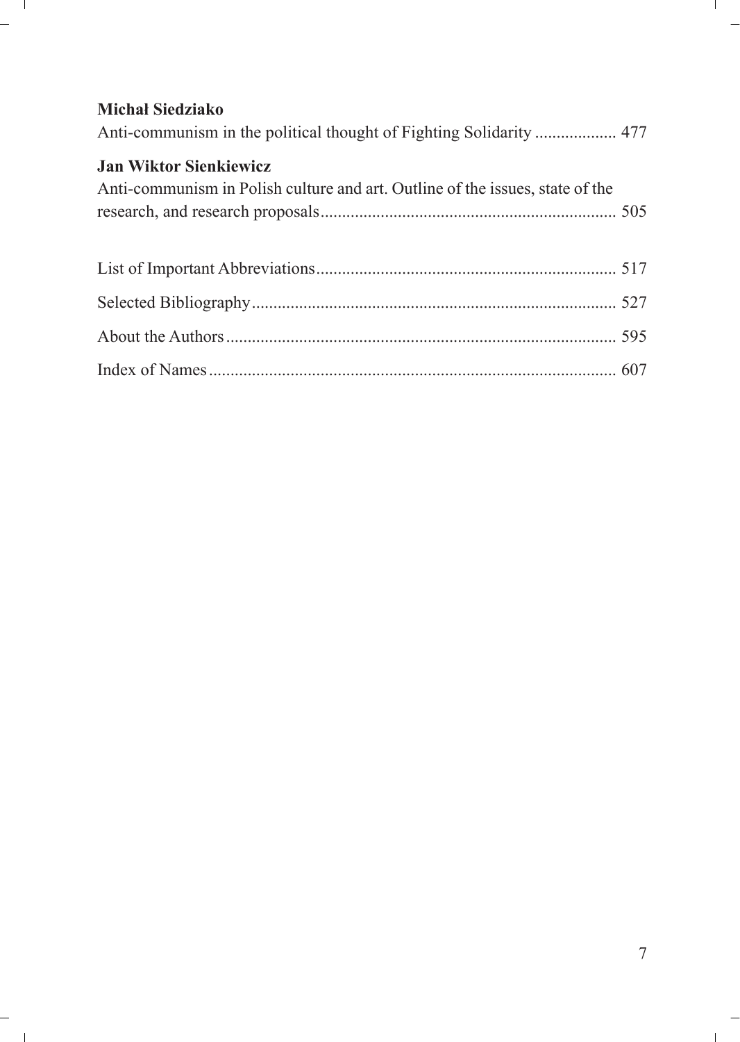**Michał Siedziako**
Anti-communism in the political thought of Fighting Solidarity .................. 477

**Jan Wiktor Sienkiewicz**
Anti-communism in Polish culture and art. Outline of the issues, state of the research, and research proposals.................................................................... 505

List of Important Abbreviations..................................................................... 517

Selected Bibliography.................................................................................... 527

About the Authors.......................................................................................... 595

Index of Names.............................................................................................. 607